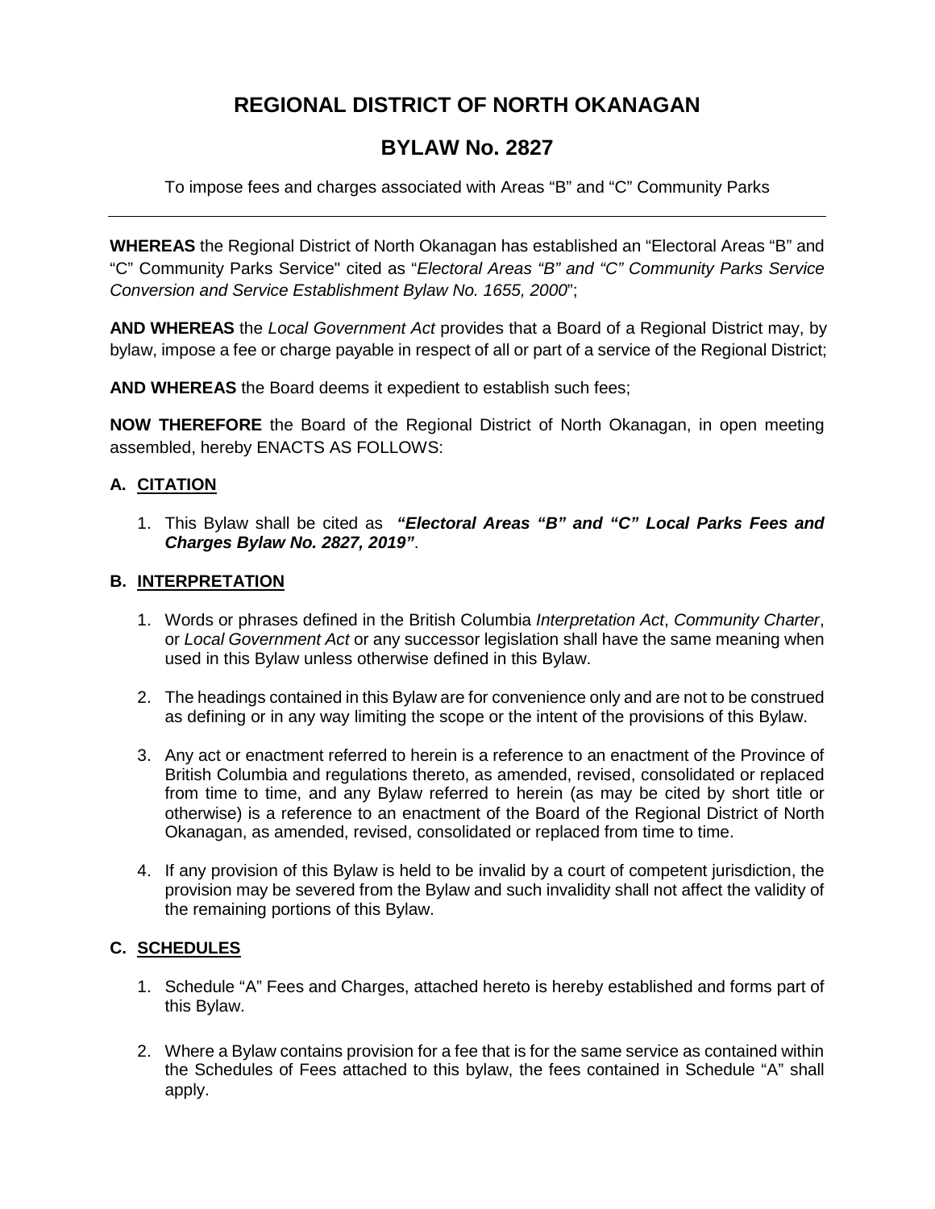# REGIONAL DISTRICT OF NORTH OKANAGAN

## BYLAW No. 2827

To impose fees and charges associated with Areas "B" and "C" Community Parks

---

**WHEREAS** the Regional District of North Okanagan has established an "Electoral Areas "B" and "C" Community Parks Service" cited as "*Electoral Areas "B" and "C" Community Parks Service Conversion and Service Establishment Bylaw No. 1655, 2000*";

**AND WHEREAS** the *Local Government Act* provides that a Board of a Regional District may, by bylaw, impose a fee or charge payable in respect of all or part of a service of the Regional District;

**AND WHEREAS** the Board deems it expedient to establish such fees;

**NOW THEREFORE** the Board of the Regional District of North Okanagan, in open meeting assembled, hereby ENACTS AS FOLLOWS:

### A. CITATION

1. This Bylaw shall be cited as ***"Electoral Areas "B" and "C" Local Parks Fees and Charges Bylaw No. 2827, 2019"***.

### B. INTERPRETATION

1. Words or phrases defined in the British Columbia *Interpretation Act*, *Community Charter*, or *Local Government Act* or any successor legislation shall have the same meaning when used in this Bylaw unless otherwise defined in this Bylaw.

2. The headings contained in this Bylaw are for convenience only and are not to be construed as defining or in any way limiting the scope or the intent of the provisions of this Bylaw.

3. Any act or enactment referred to herein is a reference to an enactment of the Province of British Columbia and regulations thereto, as amended, revised, consolidated or replaced from time to time, and any Bylaw referred to herein (as may be cited by short title or otherwise) is a reference to an enactment of the Board of the Regional District of North Okanagan, as amended, revised, consolidated or replaced from time to time.

4. If any provision of this Bylaw is held to be invalid by a court of competent jurisdiction, the provision may be severed from the Bylaw and such invalidity shall not affect the validity of the remaining portions of this Bylaw.

### C. SCHEDULES

1. Schedule "A" Fees and Charges, attached hereto is hereby established and forms part of this Bylaw.

2. Where a Bylaw contains provision for a fee that is for the same service as contained within the Schedules of Fees attached to this bylaw, the fees contained in Schedule "A" shall apply.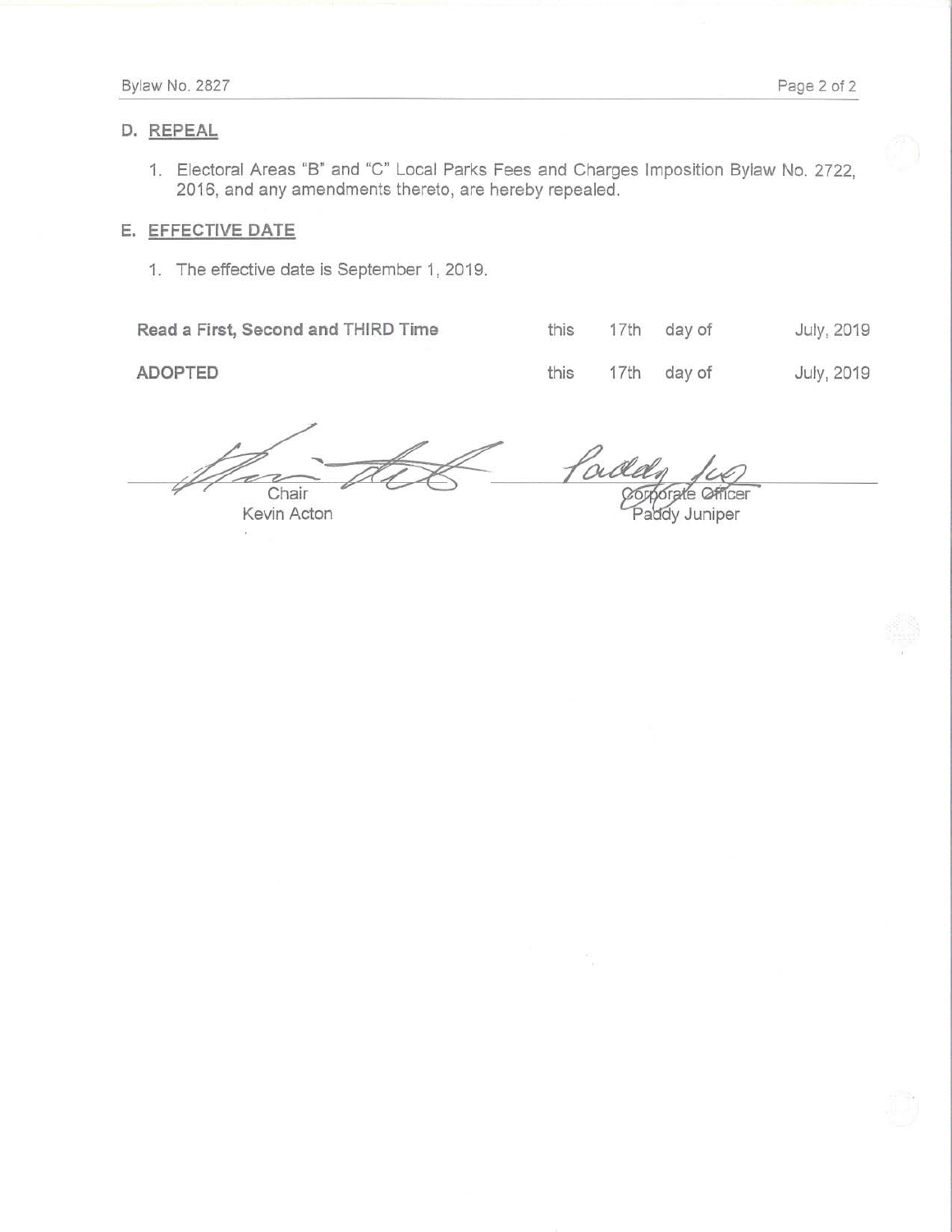## D. REPEAL

1. Electoral Areas "B" and "C" Local Parks Fees and Charges Imposition Bylaw No. 2722, 2016, and any amendments thereto, are hereby repealed.

## E. EFFECTIVE DATE

1. The effective date is September 1, 2019.

| | | | | |
|---|---|---|---|---|
| **Read a First, Second and THIRD Time** | this | 17th | day of | July, 2019 |
| **ADOPTED** | this | 17th | day of | July, 2019 |

Chair
Kevin Acton

Corporate Officer
Paddy Juniper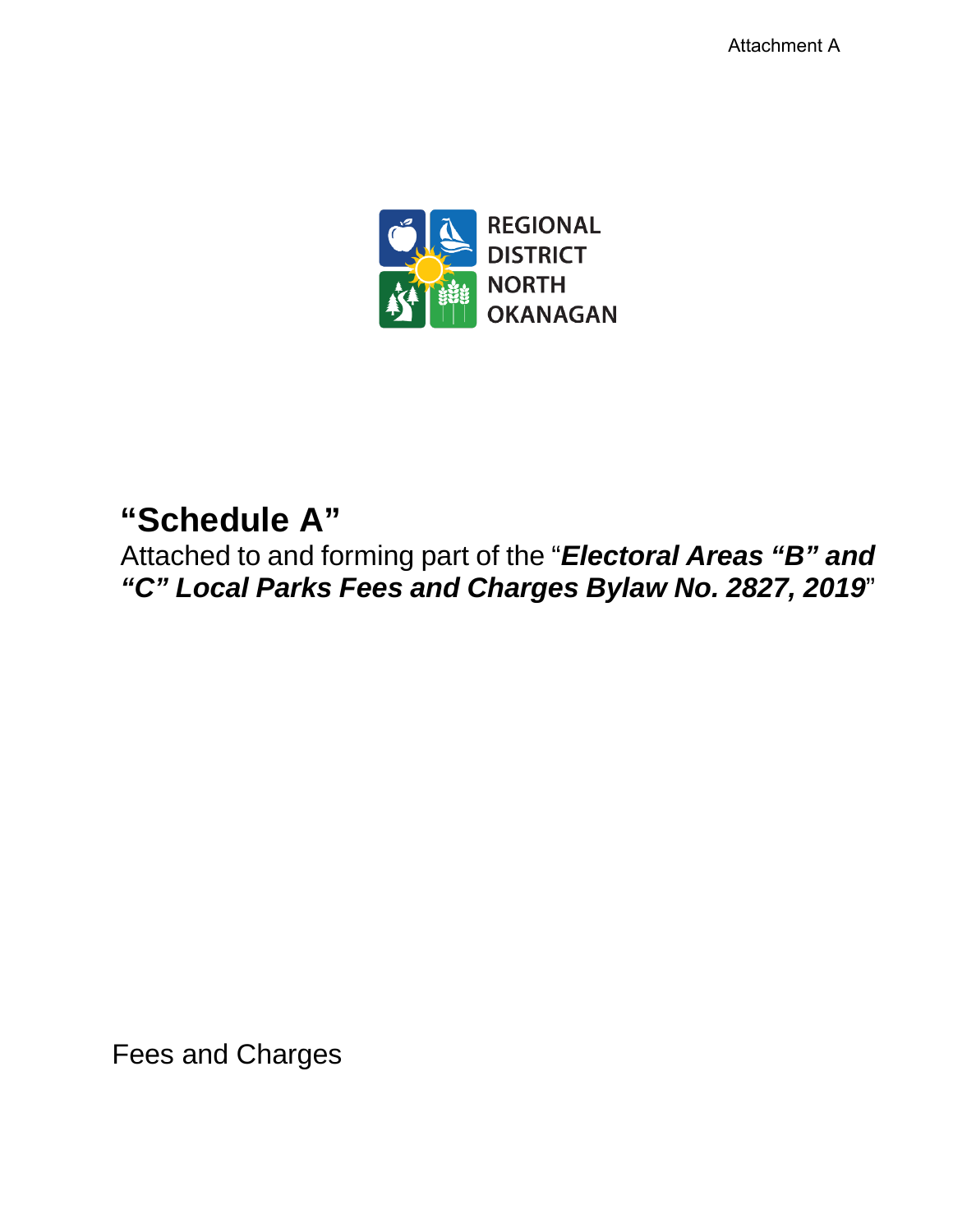Attachment A

REGIONAL DISTRICT NORTH OKANAGAN

# “Schedule A”

Attached to and forming part of the “***Electoral Areas “B” and “C” Local Parks Fees and Charges Bylaw No. 2827, 2019***”

Fees and Charges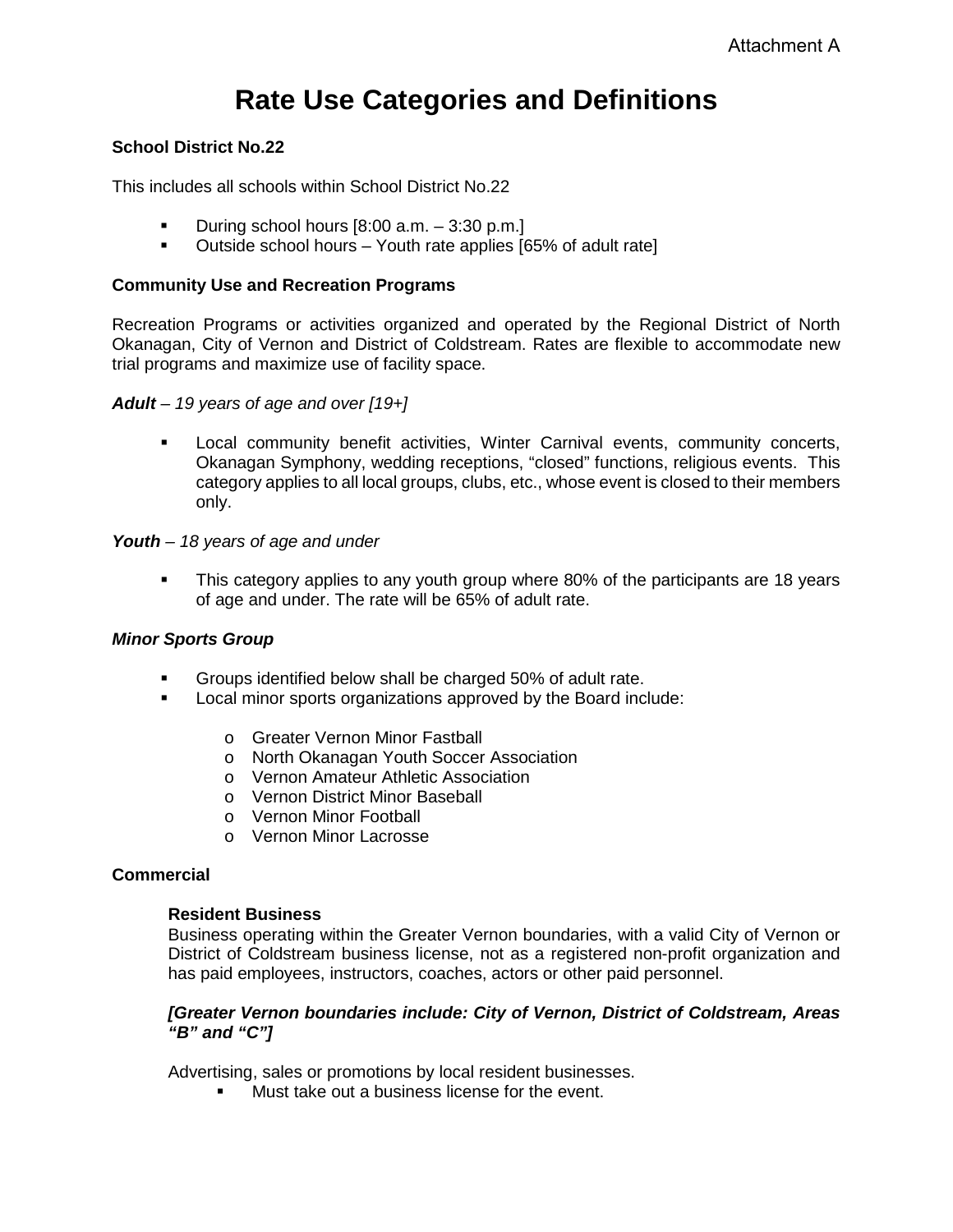Attachment A

# Rate Use Categories and Definitions

**School District No.22**

This includes all schools within School District No.22

- During school hours [8:00 a.m. – 3:30 p.m.]
- Outside school hours – Youth rate applies [65% of adult rate]

**Community Use and Recreation Programs**

Recreation Programs or activities organized and operated by the Regional District of North Okanagan, City of Vernon and District of Coldstream. Rates are flexible to accommodate new trial programs and maximize use of facility space.

***Adult** – 19 years of age and over [19+]*

- Local community benefit activities, Winter Carnival events, community concerts, Okanagan Symphony, wedding receptions, "closed" functions, religious events. This category applies to all local groups, clubs, etc., whose event is closed to their members only.

***Youth** – 18 years of age and under*

- This category applies to any youth group where 80% of the participants are 18 years of age and under. The rate will be 65% of adult rate.

***Minor Sports Group***

- Groups identified below shall be charged 50% of adult rate.
- Local minor sports organizations approved by the Board include:
  - Greater Vernon Minor Fastball
  - North Okanagan Youth Soccer Association
  - Vernon Amateur Athletic Association
  - Vernon District Minor Baseball
  - Vernon Minor Football
  - Vernon Minor Lacrosse

**Commercial**

**Resident Business**

Business operating within the Greater Vernon boundaries, with a valid City of Vernon or District of Coldstream business license, not as a registered non-profit organization and has paid employees, instructors, coaches, actors or other paid personnel.

***[Greater Vernon boundaries include: City of Vernon, District of Coldstream, Areas "B" and "C"]***

Advertising, sales or promotions by local resident businesses.

- Must take out a business license for the event.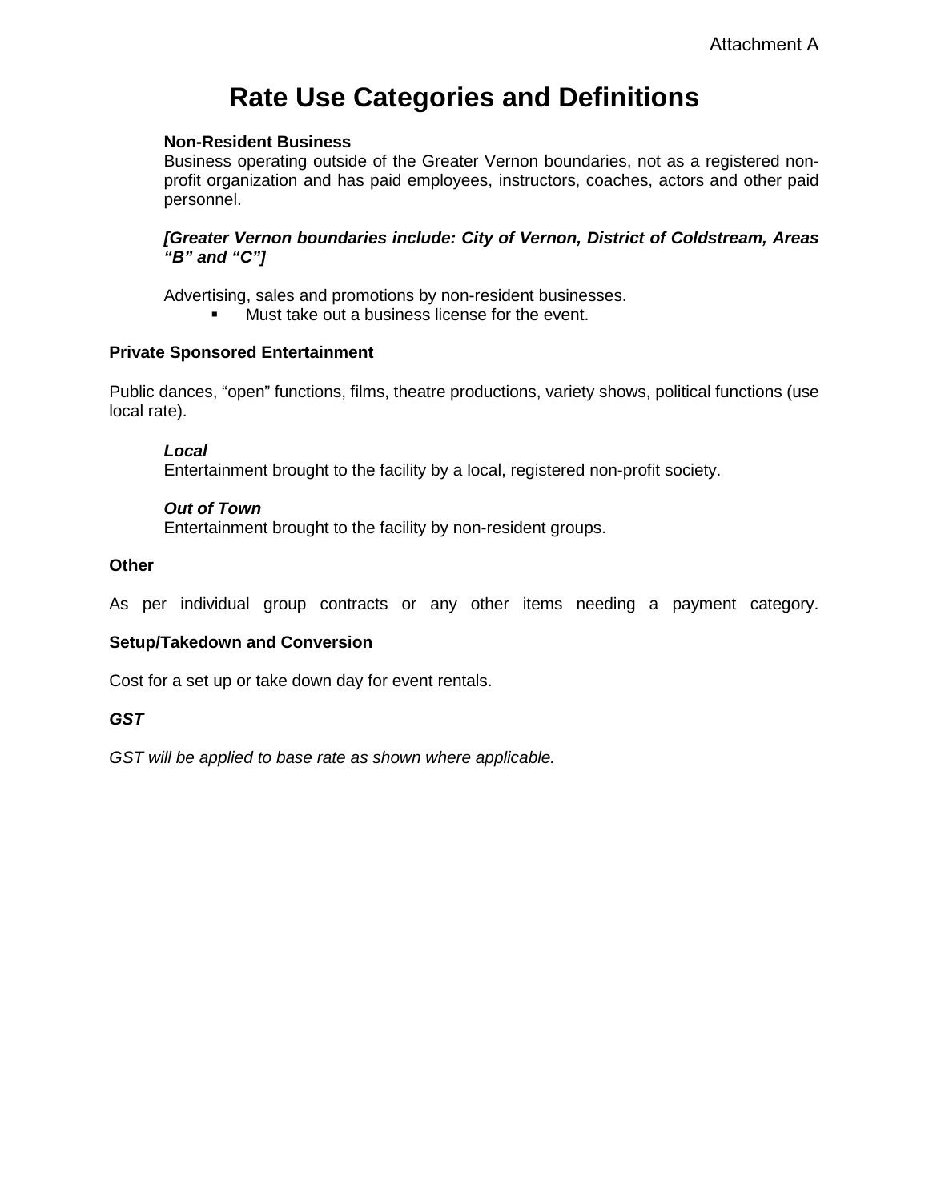Attachment A

# Rate Use Categories and Definitions

**Non-Resident Business**
Business operating outside of the Greater Vernon boundaries, not as a registered non-profit organization and has paid employees, instructors, coaches, actors and other paid personnel.

***[Greater Vernon boundaries include: City of Vernon, District of Coldstream, Areas "B" and "C"]***

Advertising, sales and promotions by non-resident businesses.

- Must take out a business license for the event.

**Private Sponsored Entertainment**

Public dances, "open" functions, films, theatre productions, variety shows, political functions (use local rate).

***Local***
Entertainment brought to the facility by a local, registered non-profit society.

***Out of Town***
Entertainment brought to the facility by non-resident groups.

**Other**

As per individual group contracts or any other items needing a payment category.

**Setup/Takedown and Conversion**

Cost for a set up or take down day for event rentals.

***GST***

*GST will be applied to base rate as shown where applicable.*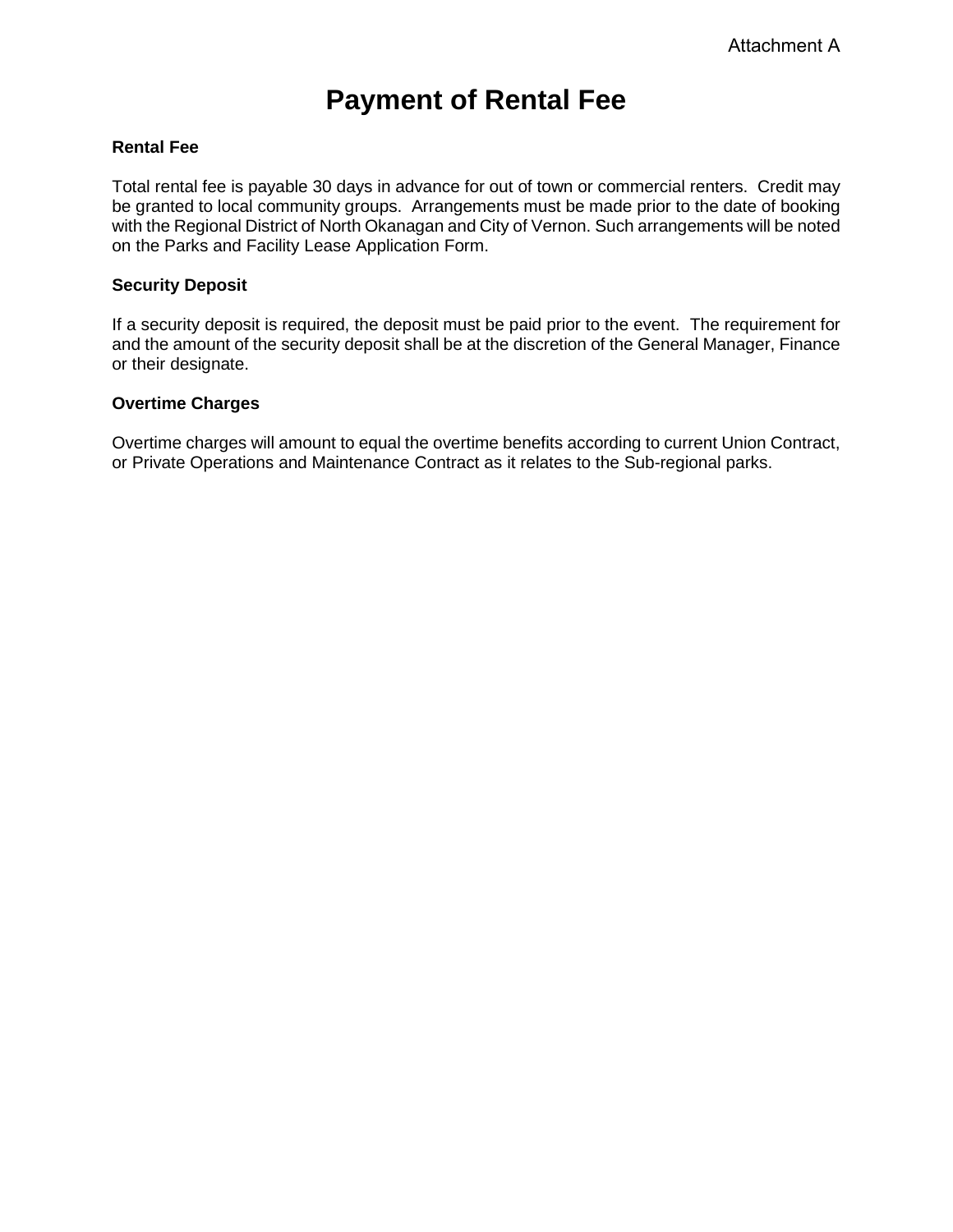Attachment A

# Payment of Rental Fee

**Rental Fee**

Total rental fee is payable 30 days in advance for out of town or commercial renters. Credit may be granted to local community groups. Arrangements must be made prior to the date of booking with the Regional District of North Okanagan and City of Vernon. Such arrangements will be noted on the Parks and Facility Lease Application Form.

**Security Deposit**

If a security deposit is required, the deposit must be paid prior to the event. The requirement for and the amount of the security deposit shall be at the discretion of the General Manager, Finance or their designate.

**Overtime Charges**

Overtime charges will amount to equal the overtime benefits according to current Union Contract, or Private Operations and Maintenance Contract as it relates to the Sub-regional parks.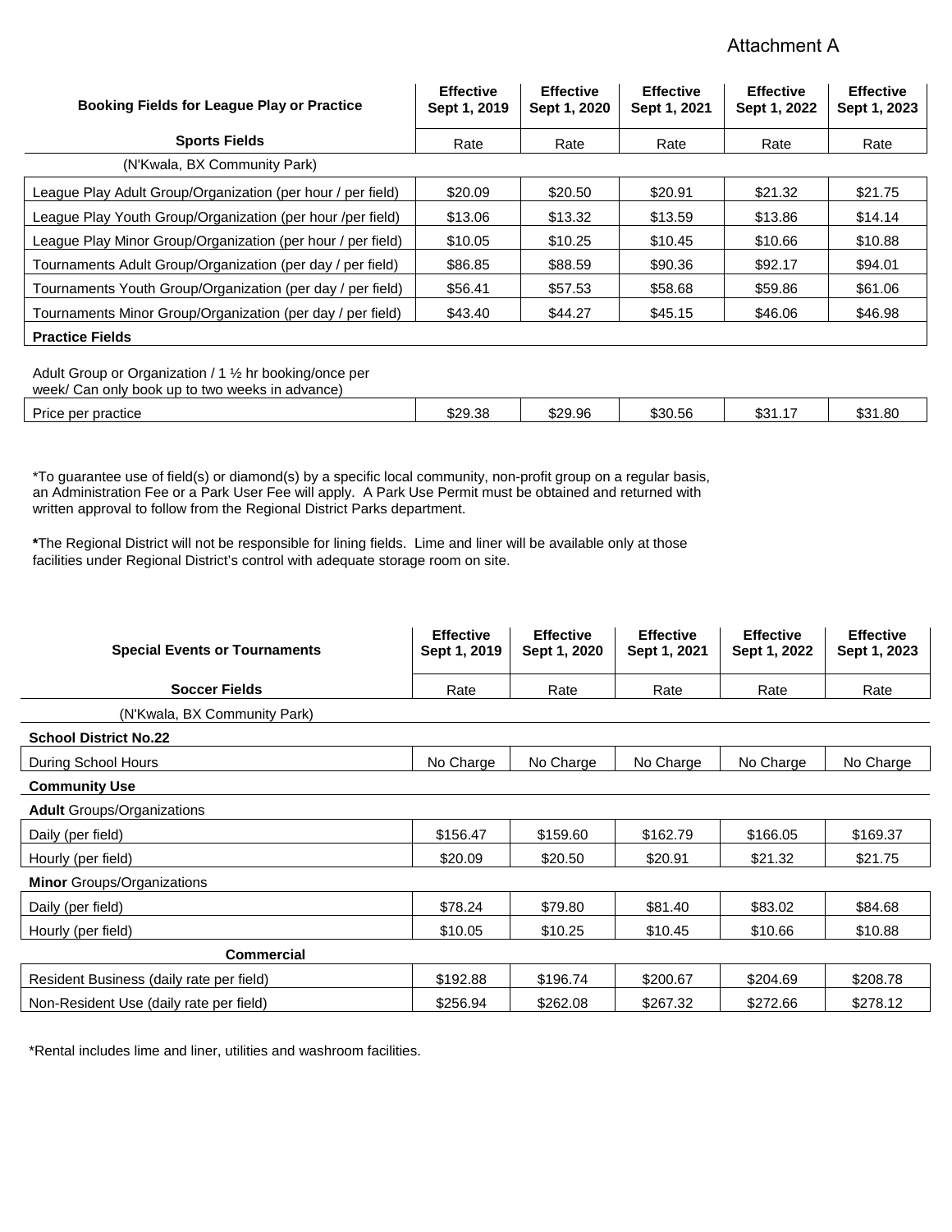Attachment A

| Booking Fields for League Play or Practice | Effective Sept 1, 2019 | Effective Sept 1, 2020 | Effective Sept 1, 2021 | Effective Sept 1, 2022 | Effective Sept 1, 2023 |
|---|---|---|---|---|---|
| **Sports Fields** | Rate | Rate | Rate | Rate | Rate |
| (N'Kwala, BX Community Park) | | | | | |
| League Play Adult Group/Organization (per hour / per field) | $20.09 | $20.50 | $20.91 | $21.32 | $21.75 |
| League Play Youth Group/Organization (per hour /per field) | $13.06 | $13.32 | $13.59 | $13.86 | $14.14 |
| League Play Minor Group/Organization (per hour / per field) | $10.05 | $10.25 | $10.45 | $10.66 | $10.88 |
| Tournaments Adult Group/Organization (per day / per field) | $86.85 | $88.59 | $90.36 | $92.17 | $94.01 |
| Tournaments Youth Group/Organization (per day / per field) | $56.41 | $57.53 | $58.68 | $59.86 | $61.06 |
| Tournaments Minor Group/Organization (per day / per field) | $43.40 | $44.27 | $45.15 | $46.06 | $46.98 |
| **Practice Fields** | | | | | |
| Adult Group or Organization / 1 ½ hr booking/once per week/ Can only book up to two weeks in advance) | | | | | |
| Price per practice | $29.38 | $29.96 | $30.56 | $31.17 | $31.80 |

*To guarantee use of field(s) or diamond(s) by a specific local community, non-profit group on a regular basis, an Administration Fee or a Park User Fee will apply. A Park Use Permit must be obtained and returned with written approval to follow from the Regional District Parks department.

**\***The Regional District will not be responsible for lining fields. Lime and liner will be available only at those facilities under Regional District's control with adequate storage room on site.

| Special Events or Tournaments | Effective Sept 1, 2019 | Effective Sept 1, 2020 | Effective Sept 1, 2021 | Effective Sept 1, 2022 | Effective Sept 1, 2023 |
|---|---|---|---|---|---|
| **Soccer Fields** | Rate | Rate | Rate | Rate | Rate |
| (N'Kwala, BX Community Park) | | | | | |
| **School District No.22** | | | | | |
| During School Hours | No Charge | No Charge | No Charge | No Charge | No Charge |
| **Community Use** | | | | | |
| **Adult** Groups/Organizations | | | | | |
| Daily (per field) | $156.47 | $159.60 | $162.79 | $166.05 | $169.37 |
| Hourly (per field) | $20.09 | $20.50 | $20.91 | $21.32 | $21.75 |
| **Minor** Groups/Organizations | | | | | |
| Daily (per field) | $78.24 | $79.80 | $81.40 | $83.02 | $84.68 |
| Hourly (per field) | $10.05 | $10.25 | $10.45 | $10.66 | $10.88 |
| **Commercial** | | | | | |
| Resident Business (daily rate per field) | $192.88 | $196.74 | $200.67 | $204.69 | $208.78 |
| Non-Resident Use (daily rate per field) | $256.94 | $262.08 | $267.32 | $272.66 | $278.12 |

*Rental includes lime and liner, utilities and washroom facilities.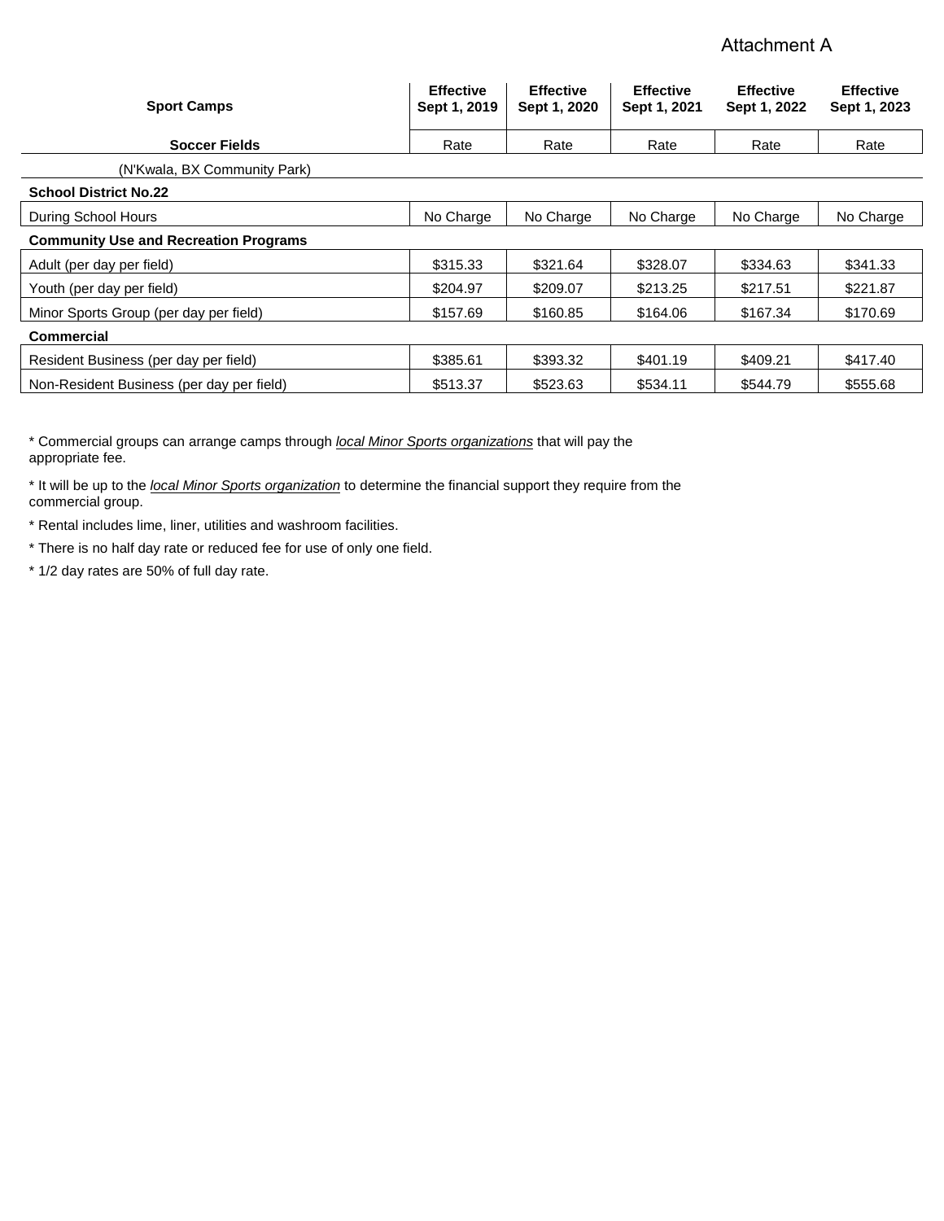Attachment A

| Sport Camps | Effective Sept 1, 2019 | Effective Sept 1, 2020 | Effective Sept 1, 2021 | Effective Sept 1, 2022 | Effective Sept 1, 2023 |
|---|---|---|---|---|---|
| **Soccer Fields** | Rate | Rate | Rate | Rate | Rate |
| (N'Kwala, BX Community Park) | | | | | |
| **School District No.22** | | | | | |
| During School Hours | No Charge | No Charge | No Charge | No Charge | No Charge |
| **Community Use and Recreation Programs** | | | | | |
| Adult (per day per field) | $315.33 | $321.64 | $328.07 | $334.63 | $341.33 |
| Youth (per day per field) | $204.97 | $209.07 | $213.25 | $217.51 | $221.87 |
| Minor Sports Group (per day per field) | $157.69 | $160.85 | $164.06 | $167.34 | $170.69 |
| **Commercial** | | | | | |
| Resident Business (per day per field) | $385.61 | $393.32 | $401.19 | $409.21 | $417.40 |
| Non-Resident Business (per day per field) | $513.37 | $523.63 | $534.11 | $544.79 | $555.68 |

* Commercial groups can arrange camps through *local Minor Sports organizations* that will pay the appropriate fee.

* It will be up to the *local Minor Sports organization* to determine the financial support they require from the commercial group.

* Rental includes lime, liner, utilities and washroom facilities.

* There is no half day rate or reduced fee for use of only one field.

* 1/2 day rates are 50% of full day rate.